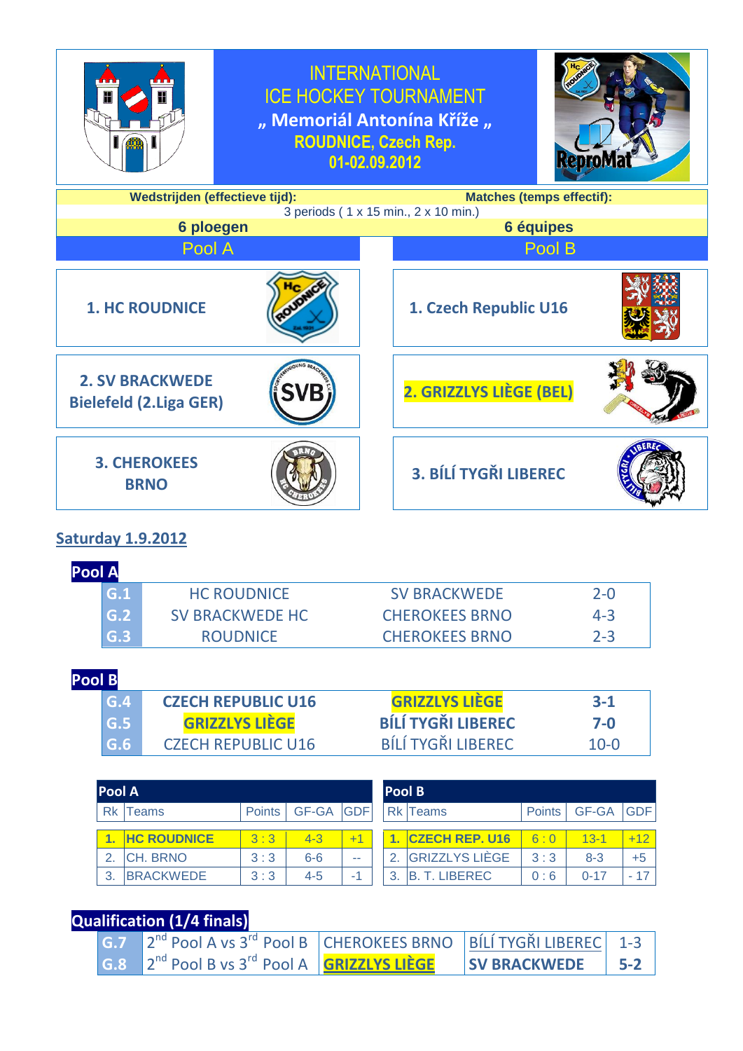# INTERNATIONAL ICE HOCKEY TOURNAMENT

## „ Memoriál Antonína Kříže „

**ROUDNICE, Czech Rep.**

**01-02.09.2012**

| **Wedstrijden (effectieve tijd):** | **Matches (temps effectif):** |
|---|---|
| 3 periods ( 1 x 15 min., 2 x 10 min.) | |
| **6 ploegen** | **6 équipes** |

| Pool A | Pool B |
|---|---|
| **1. HC ROUDNICE** | **1. Czech Republic U16** |
| **2. SV BRACKWEDE Bielefeld (2.Liga GER)** | **2. GRIZZLYS LIÈGE (BEL)** |
| **3. CHEROKEES BRNO** | **3. BÍLÍ TYGŘI LIBEREC** |

## Saturday 1.9.2012

**Pool A**

| | | | |
|---|---|---|---|
| G.1 | HC ROUDNICE | SV BRACKWEDE | 2-0 |
| G.2 | SV BRACKWEDE HC | CHEROKEES BRNO | 4-3 |
| G.3 | ROUDNICE | CHEROKEES BRNO | 2-3 |

**Pool B**

| | | | |
|---|---|---|---|
| G.4 | **CZECH REPUBLIC U16** | **GRIZZLYS LIÈGE** | **3-1** |
| G.5 | **GRIZZLYS LIÈGE** | **BÍLÍ TYGŘI LIBEREC** | **7-0** |
| G.6 | CZECH REPUBLIC U16 | BÍLÍ TYGŘI LIBEREC | 10-0 |

**Pool A**

| Rk | Teams | Points | GF-GA | GDF |
|---|---|---|---|---|
| 1. | **HC ROUDNICE** | 3 : 3 | 4-3 | +1 |
| 2. | CH. BRNO | 3 : 3 | 6-6 | -- |
| 3. | BRACKWEDE | 3 : 3 | 4-5 | -1 |

**Pool B**

| Rk | Teams | Points | GF-GA | GDF |
|---|---|---|---|---|
| 1. | **CZECH REP. U16** | 6 : 0 | 13-1 | +12 |
| 2. | GRIZZLYS LIÈGE | 3 : 3 | 8-3 | +5 |
| 3. | B. T. LIBEREC | 0 : 6 | 0-17 | - 17 |

## Qualification (1/4 finals)

| | | | | |
|---|---|---|---|---|
| G.7 | 2nd Pool A vs 3rd Pool B | CHEROKEES BRNO | BÍLÍ TYGŘI LIBEREC | 1-3 |
| G.8 | 2nd Pool B vs 3rd Pool A | **GRIZZLYS LIÈGE** | **SV BRACKWEDE** | **5-2** |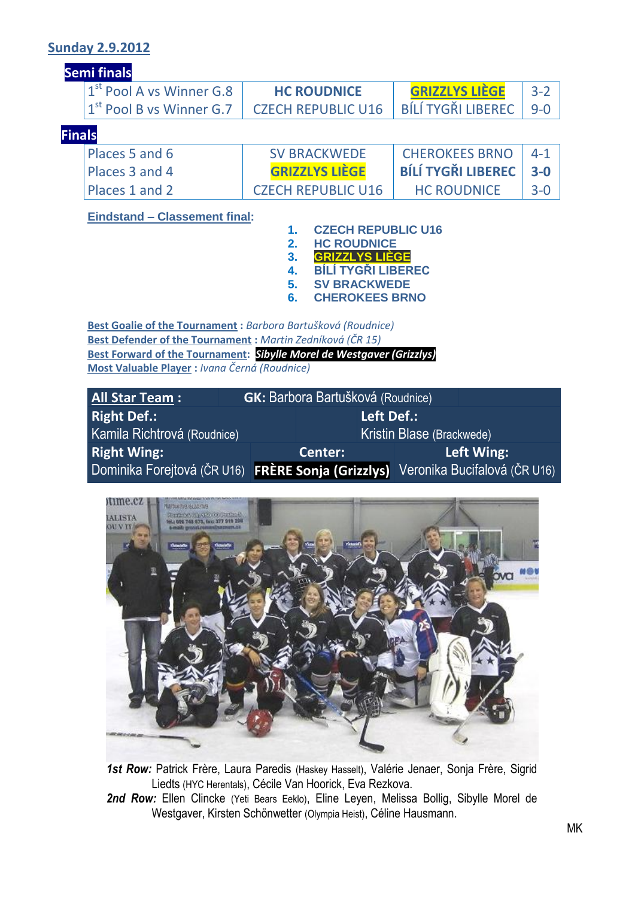## Sunday 2.9.2012

### Semi finals

| | | | |
|---|---|---|---|
| 1st Pool A vs Winner G.8 | HC ROUDNICE | **GRIZZLYS LIÈGE** | 3-2 |
| 1st Pool B vs Winner G.7 | CZECH REPUBLIC U16 | BÍLÍ TYGŘI LIBEREC | 9-0 |

### Finals

| | | | |
|---|---|---|---|
| Places 5 and 6 | SV BRACKWEDE | CHEROKEES BRNO | 4-1 |
| Places 3 and 4 | **GRIZZLYS LIÈGE** | **BÍLÍ TYGŘI LIBEREC** | **3-0** |
| Places 1 and 2 | CZECH REPUBLIC U16 | HC ROUDNICE | 3-0 |

**Eindstand – Classement final:**

1. **CZECH REPUBLIC U16**
2. **HC ROUDNICE**
3. **GRIZZLYS LIÈGE**
4. **BÍLÍ TYGŘI LIBEREC**
5. **SV BRACKWEDE**
6. **CHEROKEES BRNO**

**Best Goalie of the Tournament** : *Barbora Bartušková (Roudnice)*
**Best Defender of the Tournament** : *Martin Zedníková (ČR 15)*
**Best Forward of the Tournament**: ***Sibylle Morel de Westgaver (Grizzlys)***
**Most Valuable Player** : *Ivana Černá (Roudnice)*

| **All Star Team :** | **GK:** Barbora Bartušková (Roudnice) | |
|---|---|---|
| **Right Def.:** | | **Left Def.:** |
| Kamila Richtrová (Roudnice) | | Kristin Blase (Brackwede) |
| **Right Wing:** | **Center:** | **Left Wing:** |
| Dominika Forejtová (ČR U16) | **FRÈRE Sonja (Grizzlys)** | Veronika Bucifalová (ČR U16) |

***1st Row:*** Patrick Frère, Laura Paredis (Haskey Hasselt), Valérie Jenaer, Sonja Frère, Sigrid Liedts (HYC Herentals), Cécile Van Hoorick, Eva Rezkova.
***2nd Row:*** Ellen Clincke (Yeti Bears Eeklo), Eline Leyen, Melissa Bollig, Sibylle Morel de Westgaver, Kirsten Schönwetter (Olympia Heist), Céline Hausmann.

MK